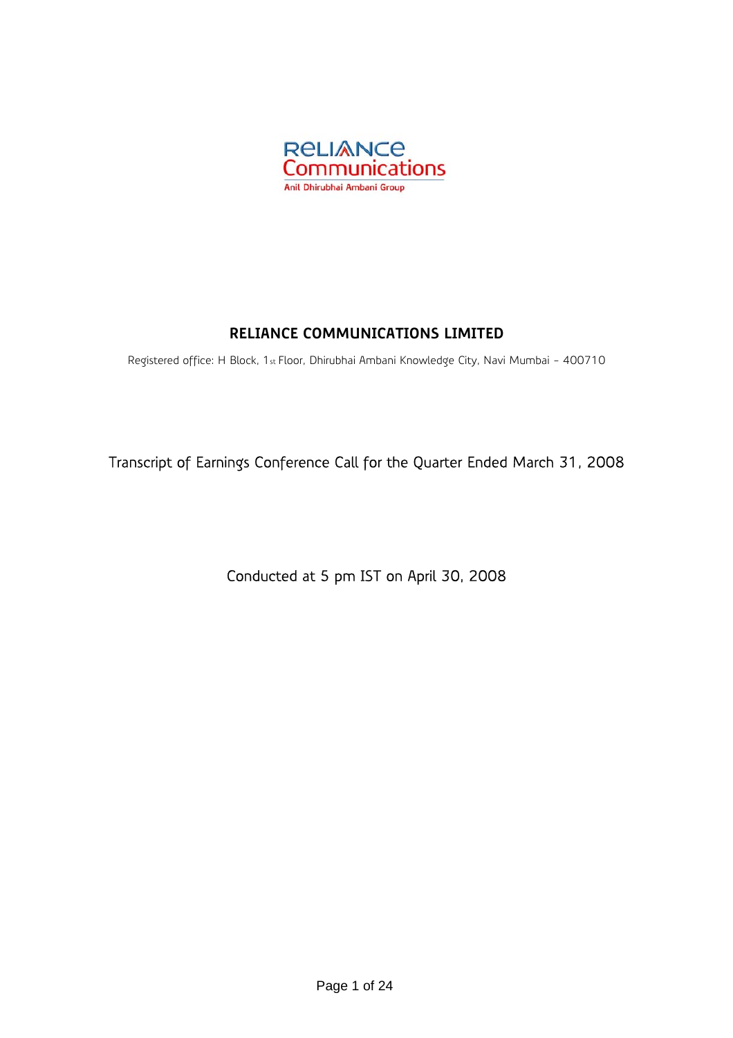# RELIANCE COMMUNICATIONS LIMITED

Registered office: H Block, 1st Floor, Dhirubhai Ambani Knowledge City, Navi Mumbai - 400710

Transcript of Earnings Conference Call for the Quarter Ended March 31, 2008

Conducted at 5 pm IST on April 30, 2008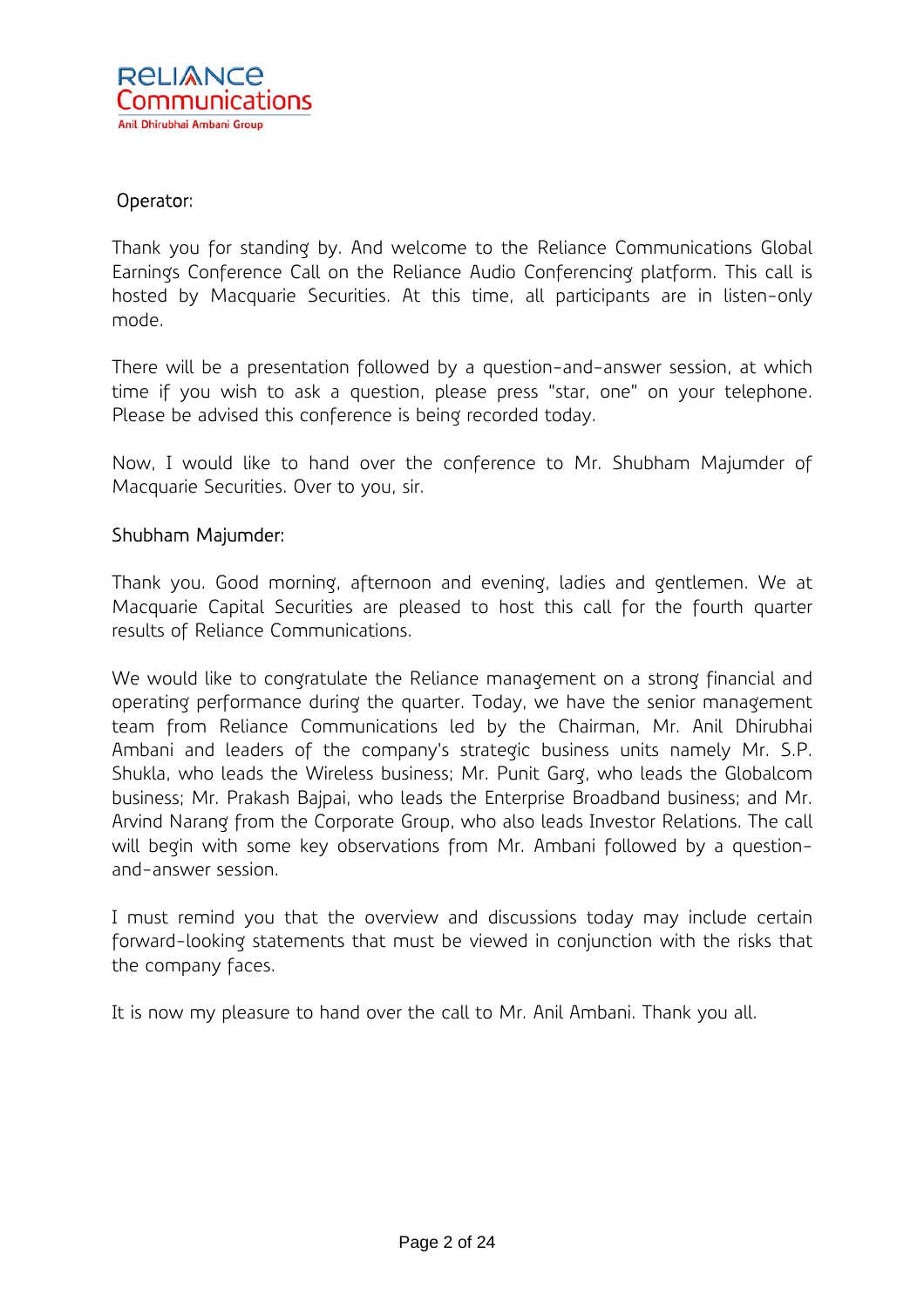Operator:

Thank you for standing by. And welcome to the Reliance Communications Global Earnings Conference Call on the Reliance Audio Conferencing platform. This call is hosted by Macquarie Securities. At this time, all participants are in listen-only mode.

There will be a presentation followed by a question-and-answer session, at which time if you wish to ask a question, please press "star, one" on your telephone. Please be advised this conference is being recorded today.

Now, I would like to hand over the conference to Mr. Shubham Majumder of Macquarie Securities. Over to you, sir.

Shubham Majumder:

Thank you. Good morning, afternoon and evening, ladies and gentlemen. We at Macquarie Capital Securities are pleased to host this call for the fourth quarter results of Reliance Communications.

We would like to congratulate the Reliance management on a strong financial and operating performance during the quarter. Today, we have the senior management team from Reliance Communications led by the Chairman, Mr. Anil Dhirubhai Ambani and leaders of the company's strategic business units namely Mr. S.P. Shukla, who leads the Wireless business; Mr. Punit Garg, who leads the Globalcom business; Mr. Prakash Bajpai, who leads the Enterprise Broadband business; and Mr. Arvind Narang from the Corporate Group, who also leads Investor Relations. The call will begin with some key observations from Mr. Ambani followed by a question-and-answer session.

I must remind you that the overview and discussions today may include certain forward-looking statements that must be viewed in conjunction with the risks that the company faces.

It is now my pleasure to hand over the call to Mr. Anil Ambani. Thank you all.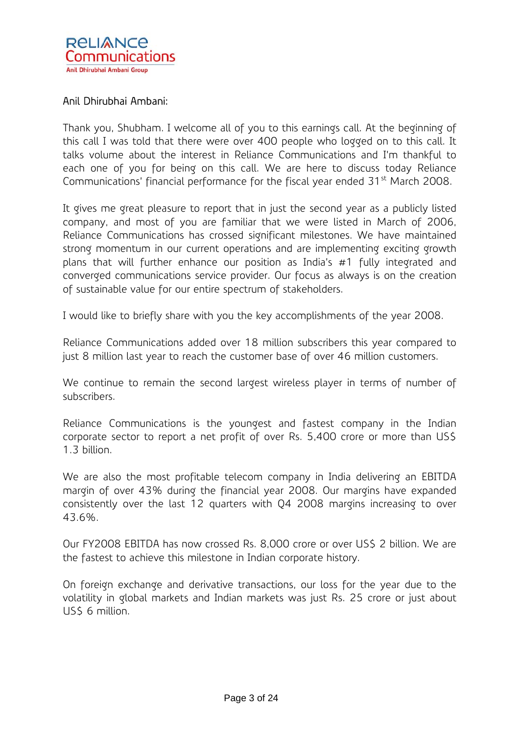Anil Dhirubhai Ambani:

Thank you, Shubham. I welcome all of you to this earnings call. At the beginning of this call I was told that there were over 400 people who logged on to this call. It talks volume about the interest in Reliance Communications and I'm thankful to each one of you for being on this call. We are here to discuss today Reliance Communications' financial performance for the fiscal year ended 31st March 2008.

It gives me great pleasure to report that in just the second year as a publicly listed company, and most of you are familiar that we were listed in March of 2006, Reliance Communications has crossed significant milestones. We have maintained strong momentum in our current operations and are implementing exciting growth plans that will further enhance our position as India's #1 fully integrated and converged communications service provider. Our focus as always is on the creation of sustainable value for our entire spectrum of stakeholders.

I would like to briefly share with you the key accomplishments of the year 2008.

Reliance Communications added over 18 million subscribers this year compared to just 8 million last year to reach the customer base of over 46 million customers.

We continue to remain the second largest wireless player in terms of number of subscribers.

Reliance Communications is the youngest and fastest company in the Indian corporate sector to report a net profit of over Rs. 5,400 crore or more than US$ 1.3 billion.

We are also the most profitable telecom company in India delivering an EBITDA margin of over 43% during the financial year 2008. Our margins have expanded consistently over the last 12 quarters with Q4 2008 margins increasing to over 43.6%.

Our FY2008 EBITDA has now crossed Rs. 8,000 crore or over US$ 2 billion. We are the fastest to achieve this milestone in Indian corporate history.

On foreign exchange and derivative transactions, our loss for the year due to the volatility in global markets and Indian markets was just Rs. 25 crore or just about US$ 6 million.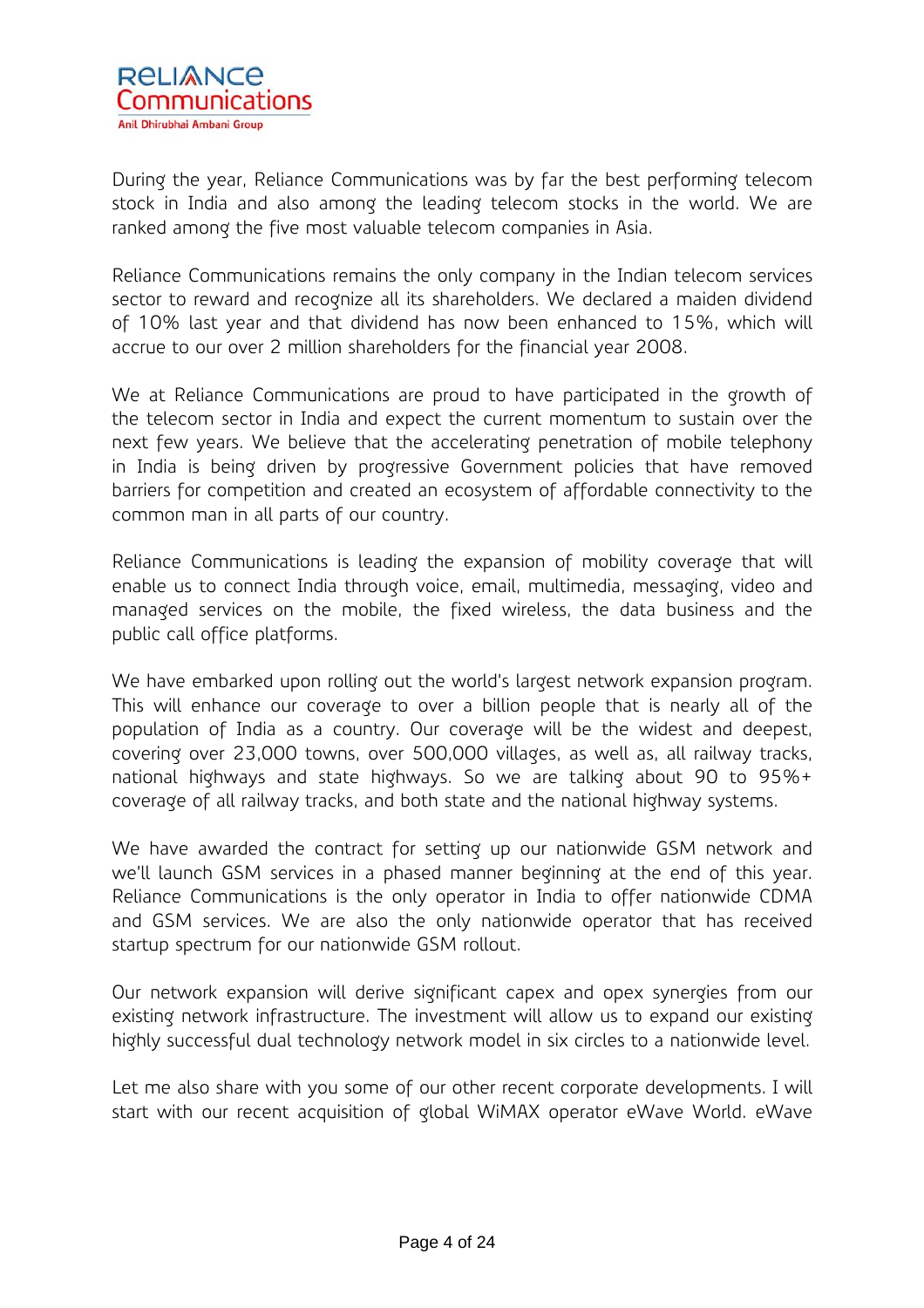During the year, Reliance Communications was by far the best performing telecom stock in India and also among the leading telecom stocks in the world. We are ranked among the five most valuable telecom companies in Asia.

Reliance Communications remains the only company in the Indian telecom services sector to reward and recognize all its shareholders. We declared a maiden dividend of 10% last year and that dividend has now been enhanced to 15%, which will accrue to our over 2 million shareholders for the financial year 2008.

We at Reliance Communications are proud to have participated in the growth of the telecom sector in India and expect the current momentum to sustain over the next few years. We believe that the accelerating penetration of mobile telephony in India is being driven by progressive Government policies that have removed barriers for competition and created an ecosystem of affordable connectivity to the common man in all parts of our country.

Reliance Communications is leading the expansion of mobility coverage that will enable us to connect India through voice, email, multimedia, messaging, video and managed services on the mobile, the fixed wireless, the data business and the public call office platforms.

We have embarked upon rolling out the world's largest network expansion program. This will enhance our coverage to over a billion people that is nearly all of the population of India as a country. Our coverage will be the widest and deepest, covering over 23,000 towns, over 500,000 villages, as well as, all railway tracks, national highways and state highways. So we are talking about 90 to 95%+ coverage of all railway tracks, and both state and the national highway systems.

We have awarded the contract for setting up our nationwide GSM network and we'll launch GSM services in a phased manner beginning at the end of this year. Reliance Communications is the only operator in India to offer nationwide CDMA and GSM services. We are also the only nationwide operator that has received startup spectrum for our nationwide GSM rollout.

Our network expansion will derive significant capex and opex synergies from our existing network infrastructure. The investment will allow us to expand our existing highly successful dual technology network model in six circles to a nationwide level.

Let me also share with you some of our other recent corporate developments. I will start with our recent acquisition of global WiMAX operator eWave World. eWave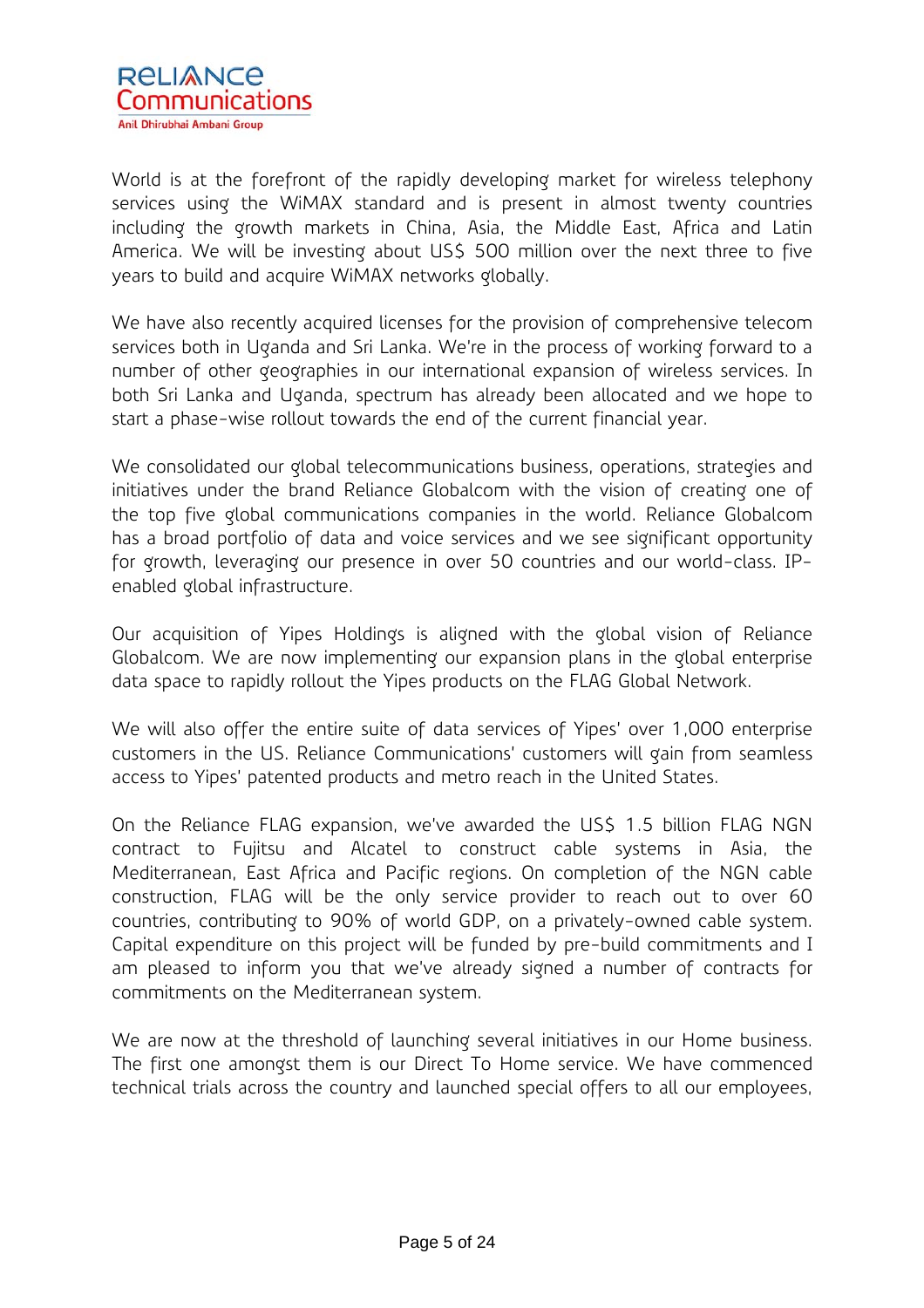World is at the forefront of the rapidly developing market for wireless telephony services using the WiMAX standard and is present in almost twenty countries including the growth markets in China, Asia, the Middle East, Africa and Latin America. We will be investing about US$ 500 million over the next three to five years to build and acquire WiMAX networks globally.

We have also recently acquired licenses for the provision of comprehensive telecom services both in Uganda and Sri Lanka. We're in the process of working forward to a number of other geographies in our international expansion of wireless services. In both Sri Lanka and Uganda, spectrum has already been allocated and we hope to start a phase-wise rollout towards the end of the current financial year.

We consolidated our global telecommunications business, operations, strategies and initiatives under the brand Reliance Globalcom with the vision of creating one of the top five global communications companies in the world. Reliance Globalcom has a broad portfolio of data and voice services and we see significant opportunity for growth, leveraging our presence in over 50 countries and our world-class. IP-enabled global infrastructure.

Our acquisition of Yipes Holdings is aligned with the global vision of Reliance Globalcom. We are now implementing our expansion plans in the global enterprise data space to rapidly rollout the Yipes products on the FLAG Global Network.

We will also offer the entire suite of data services of Yipes' over 1,000 enterprise customers in the US. Reliance Communications' customers will gain from seamless access to Yipes' patented products and metro reach in the United States.

On the Reliance FLAG expansion, we've awarded the US$ 1.5 billion FLAG NGN contract to Fujitsu and Alcatel to construct cable systems in Asia, the Mediterranean, East Africa and Pacific regions. On completion of the NGN cable construction, FLAG will be the only service provider to reach out to over 60 countries, contributing to 90% of world GDP, on a privately-owned cable system. Capital expenditure on this project will be funded by pre-build commitments and I am pleased to inform you that we've already signed a number of contracts for commitments on the Mediterranean system.

We are now at the threshold of launching several initiatives in our Home business. The first one amongst them is our Direct To Home service. We have commenced technical trials across the country and launched special offers to all our employees,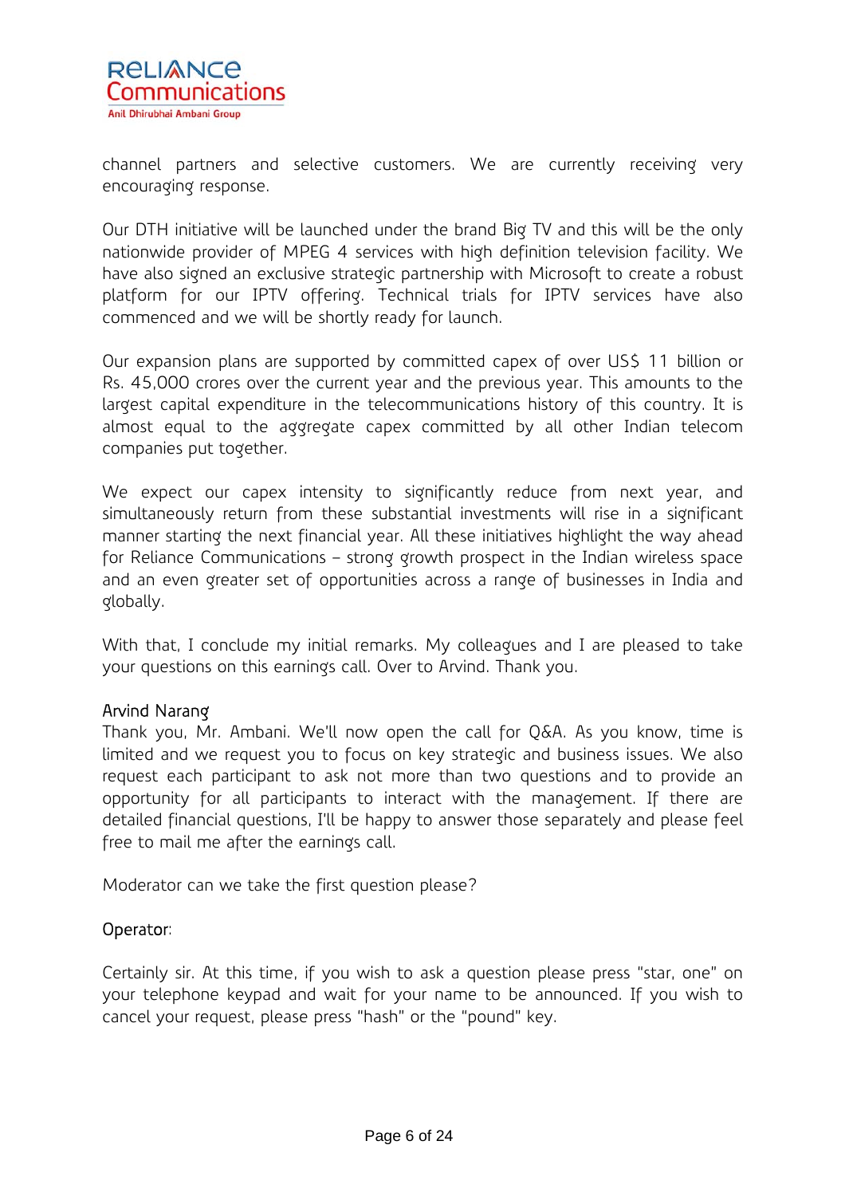channel partners and selective customers. We are currently receiving very encouraging response.

Our DTH initiative will be launched under the brand Big TV and this will be the only nationwide provider of MPEG 4 services with high definition television facility. We have also signed an exclusive strategic partnership with Microsoft to create a robust platform for our IPTV offering. Technical trials for IPTV services have also commenced and we will be shortly ready for launch.

Our expansion plans are supported by committed capex of over US$ 11 billion or Rs. 45,000 crores over the current year and the previous year. This amounts to the largest capital expenditure in the telecommunications history of this country. It is almost equal to the aggregate capex committed by all other Indian telecom companies put together.

We expect our capex intensity to significantly reduce from next year, and simultaneously return from these substantial investments will rise in a significant manner starting the next financial year. All these initiatives highlight the way ahead for Reliance Communications – strong growth prospect in the Indian wireless space and an even greater set of opportunities across a range of businesses in India and globally.

With that, I conclude my initial remarks. My colleagues and I are pleased to take your questions on this earnings call. Over to Arvind. Thank you.

Arvind Narang

Thank you, Mr. Ambani. We'll now open the call for Q&A. As you know, time is limited and we request you to focus on key strategic and business issues. We also request each participant to ask not more than two questions and to provide an opportunity for all participants to interact with the management. If there are detailed financial questions, I'll be happy to answer those separately and please feel free to mail me after the earnings call.

Moderator can we take the first question please?

Operator:

Certainly sir. At this time, if you wish to ask a question please press "star, one" on your telephone keypad and wait for your name to be announced. If you wish to cancel your request, please press "hash" or the "pound" key.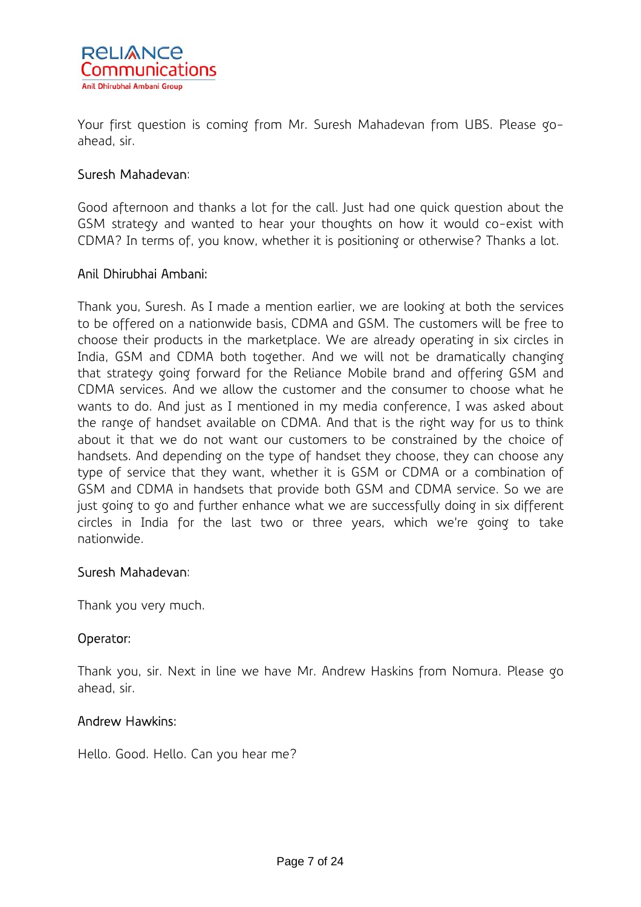Your first question is coming from Mr. Suresh Mahadevan from UBS. Please go-ahead, sir.

Suresh Mahadevan:

Good afternoon and thanks a lot for the call. Just had one quick question about the GSM strategy and wanted to hear your thoughts on how it would co-exist with CDMA? In terms of, you know, whether it is positioning or otherwise? Thanks a lot.

Anil Dhirubhai Ambani:

Thank you, Suresh. As I made a mention earlier, we are looking at both the services to be offered on a nationwide basis, CDMA and GSM. The customers will be free to choose their products in the marketplace. We are already operating in six circles in India, GSM and CDMA both together. And we will not be dramatically changing that strategy going forward for the Reliance Mobile brand and offering GSM and CDMA services. And we allow the customer and the consumer to choose what he wants to do. And just as I mentioned in my media conference, I was asked about the range of handset available on CDMA. And that is the right way for us to think about it that we do not want our customers to be constrained by the choice of handsets. And depending on the type of handset they choose, they can choose any type of service that they want, whether it is GSM or CDMA or a combination of GSM and CDMA in handsets that provide both GSM and CDMA service. So we are just going to go and further enhance what we are successfully doing in six different circles in India for the last two or three years, which we're going to take nationwide.

Suresh Mahadevan:

Thank you very much.

Operator:

Thank you, sir. Next in line we have Mr. Andrew Haskins from Nomura. Please go ahead, sir.

Andrew Hawkins:

Hello. Good. Hello. Can you hear me?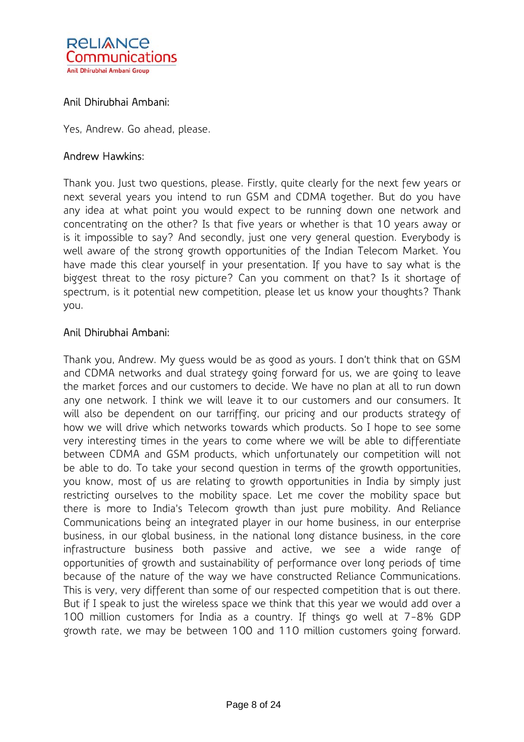Anil Dhirubhai Ambani:

Yes, Andrew. Go ahead, please.

Andrew Hawkins:

Thank you. Just two questions, please. Firstly, quite clearly for the next few years or next several years you intend to run GSM and CDMA together. But do you have any idea at what point you would expect to be running down one network and concentrating on the other? Is that five years or whether is that 10 years away or is it impossible to say? And secondly, just one very general question. Everybody is well aware of the strong growth opportunities of the Indian Telecom Market. You have made this clear yourself in your presentation. If you have to say what is the biggest threat to the rosy picture? Can you comment on that? Is it shortage of spectrum, is it potential new competition, please let us know your thoughts? Thank you.

Anil Dhirubhai Ambani:

Thank you, Andrew. My guess would be as good as yours. I don't think that on GSM and CDMA networks and dual strategy going forward for us, we are going to leave the market forces and our customers to decide. We have no plan at all to run down any one network. I think we will leave it to our customers and our consumers. It will also be dependent on our tarriffing, our pricing and our products strategy of how we will drive which networks towards which products. So I hope to see some very interesting times in the years to come where we will be able to differentiate between CDMA and GSM products, which unfortunately our competition will not be able to do. To take your second question in terms of the growth opportunities, you know, most of us are relating to growth opportunities in India by simply just restricting ourselves to the mobility space. Let me cover the mobility space but there is more to India's Telecom growth than just pure mobility. And Reliance Communications being an integrated player in our home business, in our enterprise business, in our global business, in the national long distance business, in the core infrastructure business both passive and active, we see a wide range of opportunities of growth and sustainability of performance over long periods of time because of the nature of the way we have constructed Reliance Communications. This is very, very different than some of our respected competition that is out there. But if I speak to just the wireless space we think that this year we would add over a 100 million customers for India as a country. If things go well at 7-8% GDP growth rate, we may be between 100 and 110 million customers going forward.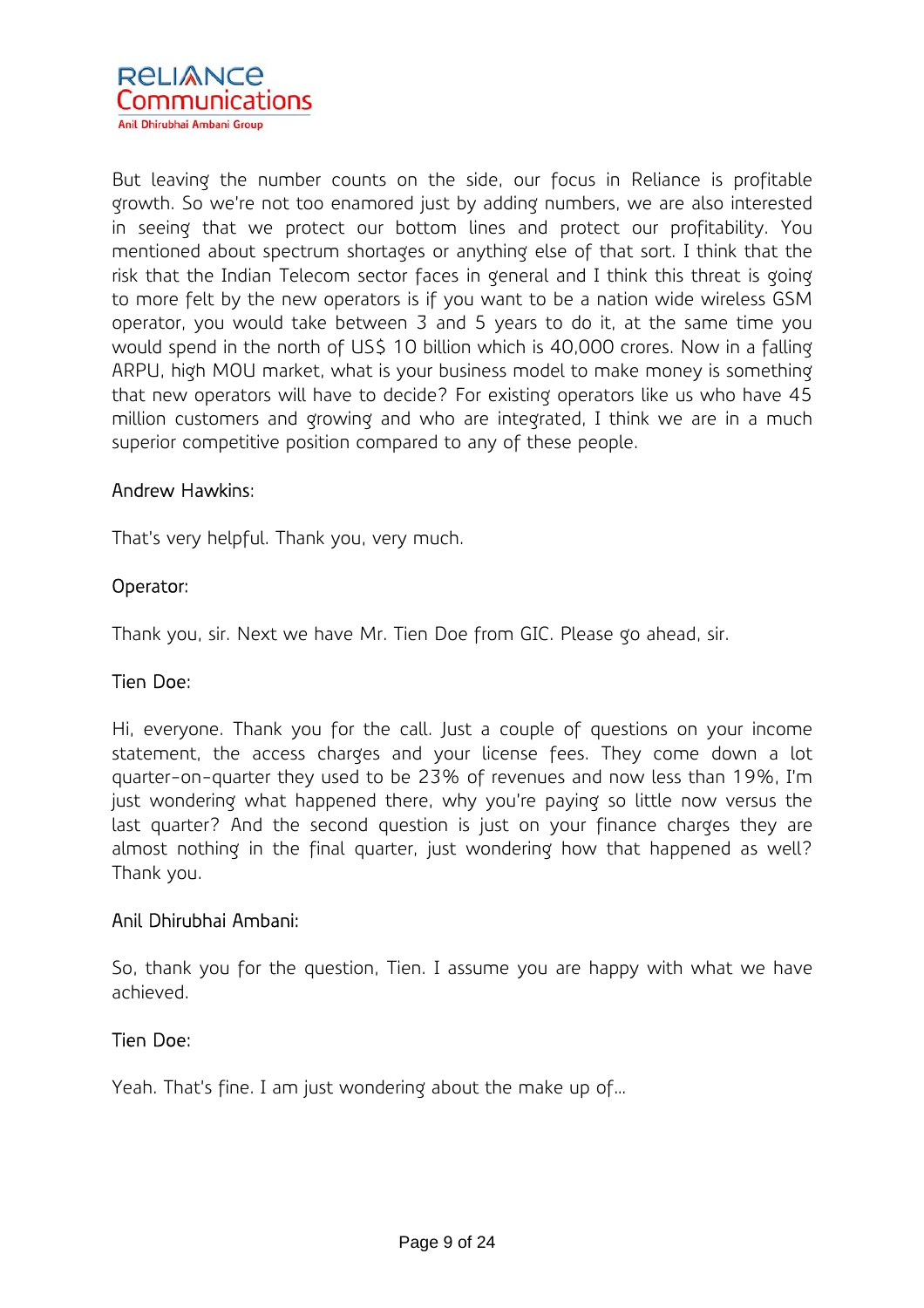But leaving the number counts on the side, our focus in Reliance is profitable growth. So we're not too enamored just by adding numbers, we are also interested in seeing that we protect our bottom lines and protect our profitability. You mentioned about spectrum shortages or anything else of that sort. I think that the risk that the Indian Telecom sector faces in general and I think this threat is going to more felt by the new operators is if you want to be a nation wide wireless GSM operator, you would take between 3 and 5 years to do it, at the same time you would spend in the north of US$ 10 billion which is 40,000 crores. Now in a falling ARPU, high MOU market, what is your business model to make money is something that new operators will have to decide? For existing operators like us who have 45 million customers and growing and who are integrated, I think we are in a much superior competitive position compared to any of these people.

Andrew Hawkins:

That's very helpful. Thank you, very much.

Operator:

Thank you, sir. Next we have Mr. Tien Doe from GIC. Please go ahead, sir.

Tien Doe:

Hi, everyone. Thank you for the call. Just a couple of questions on your income statement, the access charges and your license fees. They come down a lot quarter-on-quarter they used to be 23% of revenues and now less than 19%, I'm just wondering what happened there, why you're paying so little now versus the last quarter? And the second question is just on your finance charges they are almost nothing in the final quarter, just wondering how that happened as well? Thank you.

Anil Dhirubhai Ambani:

So, thank you for the question, Tien. I assume you are happy with what we have achieved.

Tien Doe:

Yeah. That's fine. I am just wondering about the make up of...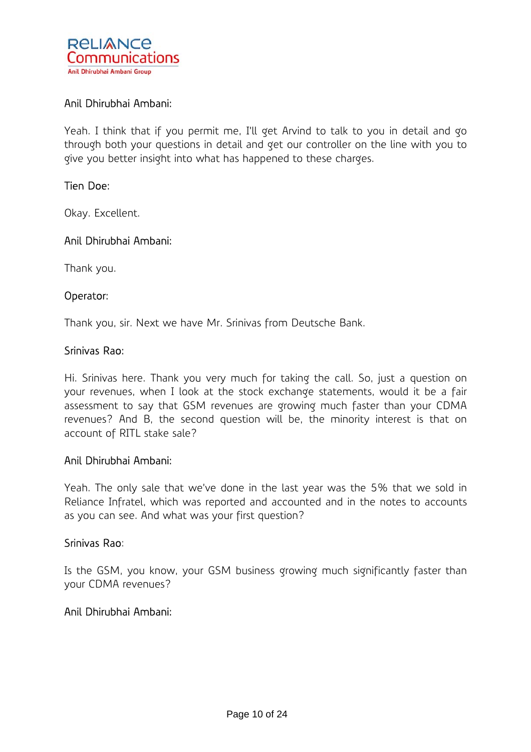Anil Dhirubhai Ambani:

Yeah. I think that if you permit me, I'll get Arvind to talk to you in detail and go through both your questions in detail and get our controller on the line with you to give you better insight into what has happened to these charges.

Tien Doe:

Okay. Excellent.

Anil Dhirubhai Ambani:

Thank you.

Operator:

Thank you, sir. Next we have Mr. Srinivas from Deutsche Bank.

Srinivas Rao:

Hi. Srinivas here. Thank you very much for taking the call. So, just a question on your revenues, when I look at the stock exchange statements, would it be a fair assessment to say that GSM revenues are growing much faster than your CDMA revenues? And B, the second question will be, the minority interest is that on account of RITL stake sale?

Anil Dhirubhai Ambani:

Yeah. The only sale that we've done in the last year was the 5% that we sold in Reliance Infratel, which was reported and accounted and in the notes to accounts as you can see. And what was your first question?

Srinivas Rao:

Is the GSM, you know, your GSM business growing much significantly faster than your CDMA revenues?

Anil Dhirubhai Ambani: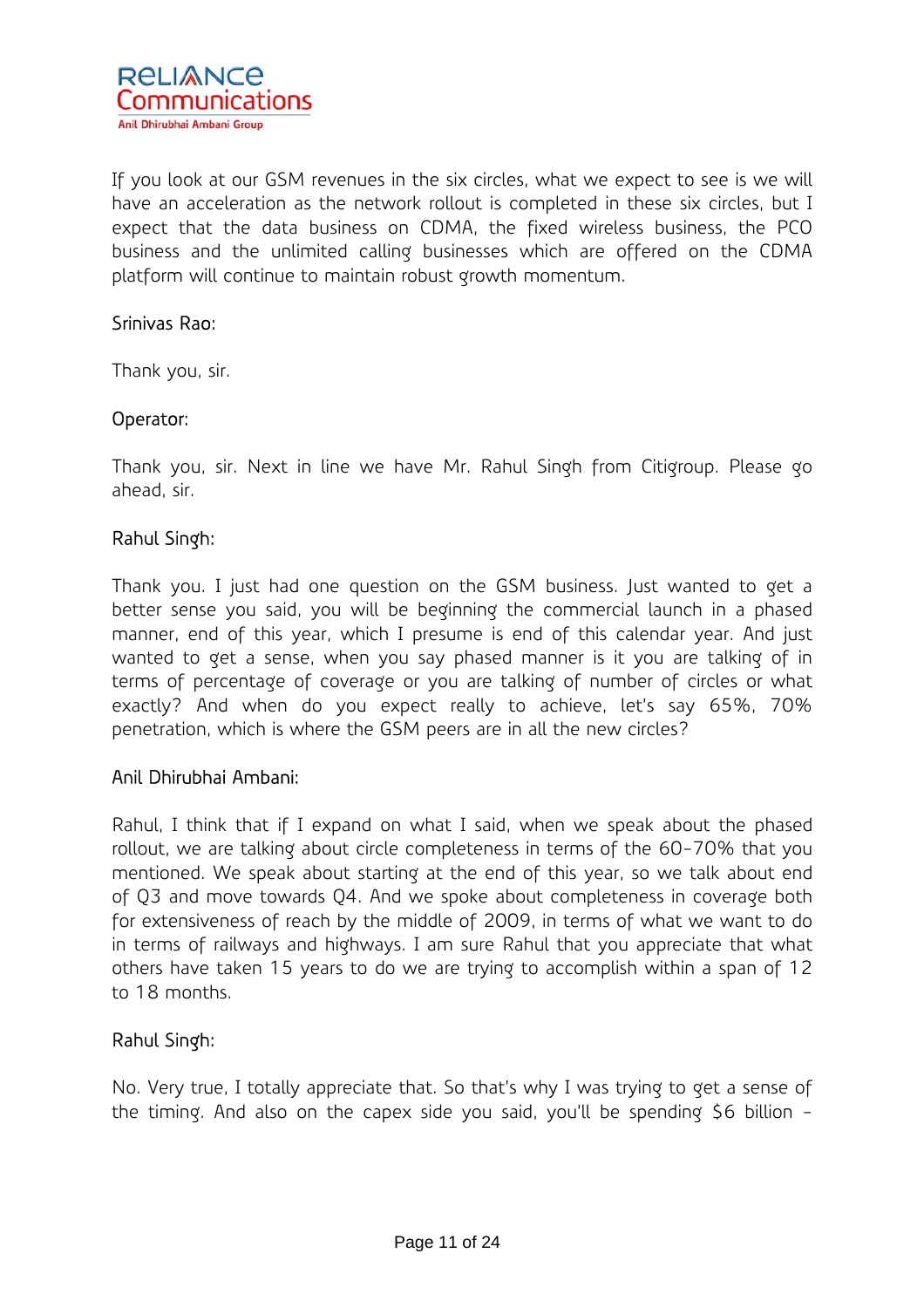If you look at our GSM revenues in the six circles, what we expect to see is we will have an acceleration as the network rollout is completed in these six circles, but I expect that the data business on CDMA, the fixed wireless business, the PCO business and the unlimited calling businesses which are offered on the CDMA platform will continue to maintain robust growth momentum.

Srinivas Rao:

Thank you, sir.

Operator:

Thank you, sir. Next in line we have Mr. Rahul Singh from Citigroup. Please go ahead, sir.

Rahul Singh:

Thank you. I just had one question on the GSM business. Just wanted to get a better sense you said, you will be beginning the commercial launch in a phased manner, end of this year, which I presume is end of this calendar year. And just wanted to get a sense, when you say phased manner is it you are talking of in terms of percentage of coverage or you are talking of number of circles or what exactly? And when do you expect really to achieve, let's say 65%, 70% penetration, which is where the GSM peers are in all the new circles?

Anil Dhirubhai Ambani:

Rahul, I think that if I expand on what I said, when we speak about the phased rollout, we are talking about circle completeness in terms of the 60-70% that you mentioned. We speak about starting at the end of this year, so we talk about end of Q3 and move towards Q4. And we spoke about completeness in coverage both for extensiveness of reach by the middle of 2009, in terms of what we want to do in terms of railways and highways. I am sure Rahul that you appreciate that what others have taken 15 years to do we are trying to accomplish within a span of 12 to 18 months.

Rahul Singh:

No. Very true, I totally appreciate that. So that's why I was trying to get a sense of the timing. And also on the capex side you said, you'll be spending $6 billion -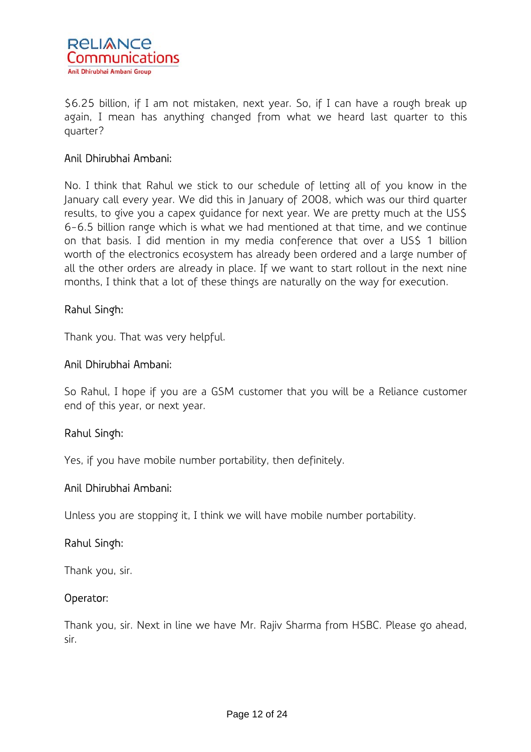$6.25 billion, if I am not mistaken, next year. So, if I can have a rough break up again, I mean has anything changed from what we heard last quarter to this quarter?

Anil Dhirubhai Ambani:

No. I think that Rahul we stick to our schedule of letting all of you know in the January call every year. We did this in January of 2008, which was our third quarter results, to give you a capex guidance for next year. We are pretty much at the US$ 6-6.5 billion range which is what we had mentioned at that time, and we continue on that basis. I did mention in my media conference that over a US$ 1 billion worth of the electronics ecosystem has already been ordered and a large number of all the other orders are already in place. If we want to start rollout in the next nine months, I think that a lot of these things are naturally on the way for execution.

Rahul Singh:

Thank you. That was very helpful.

Anil Dhirubhai Ambani:

So Rahul, I hope if you are a GSM customer that you will be a Reliance customer end of this year, or next year.

Rahul Singh:

Yes, if you have mobile number portability, then definitely.

Anil Dhirubhai Ambani:

Unless you are stopping it, I think we will have mobile number portability.

Rahul Singh:

Thank you, sir.

Operator:

Thank you, sir. Next in line we have Mr. Rajiv Sharma from HSBC. Please go ahead, sir.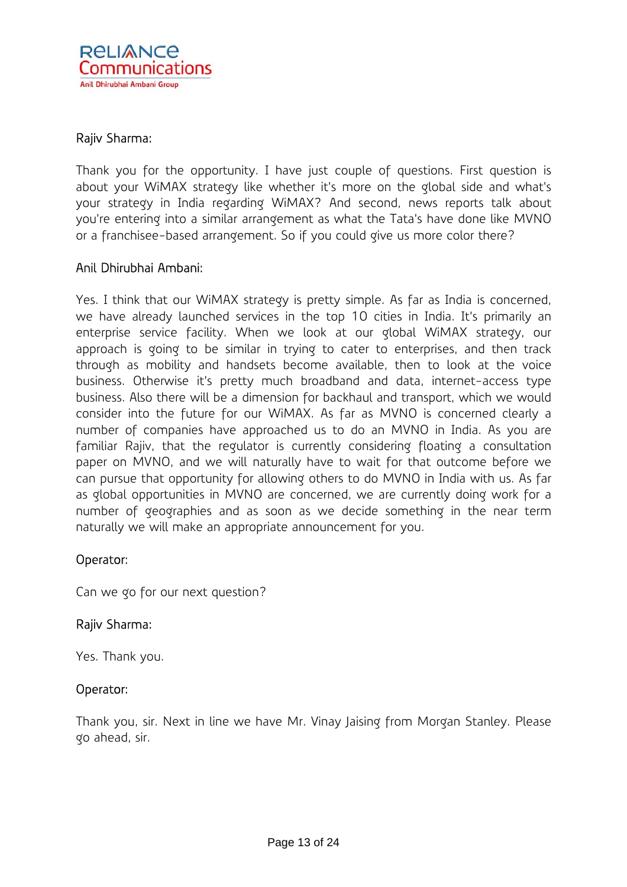Rajiv Sharma:

Thank you for the opportunity. I have just couple of questions. First question is about your WiMAX strategy like whether it's more on the global side and what's your strategy in India regarding WiMAX? And second, news reports talk about you're entering into a similar arrangement as what the Tata's have done like MVNO or a franchisee-based arrangement. So if you could give us more color there?

Anil Dhirubhai Ambani:

Yes. I think that our WiMAX strategy is pretty simple. As far as India is concerned, we have already launched services in the top 10 cities in India. It's primarily an enterprise service facility. When we look at our global WiMAX strategy, our approach is going to be similar in trying to cater to enterprises, and then track through as mobility and handsets become available, then to look at the voice business. Otherwise it's pretty much broadband and data, internet-access type business. Also there will be a dimension for backhaul and transport, which we would consider into the future for our WiMAX. As far as MVNO is concerned clearly a number of companies have approached us to do an MVNO in India. As you are familiar Rajiv, that the regulator is currently considering floating a consultation paper on MVNO, and we will naturally have to wait for that outcome before we can pursue that opportunity for allowing others to do MVNO in India with us. As far as global opportunities in MVNO are concerned, we are currently doing work for a number of geographies and as soon as we decide something in the near term naturally we will make an appropriate announcement for you.

Operator:

Can we go for our next question?

Rajiv Sharma:

Yes. Thank you.

Operator:

Thank you, sir. Next in line we have Mr. Vinay Jaising from Morgan Stanley. Please go ahead, sir.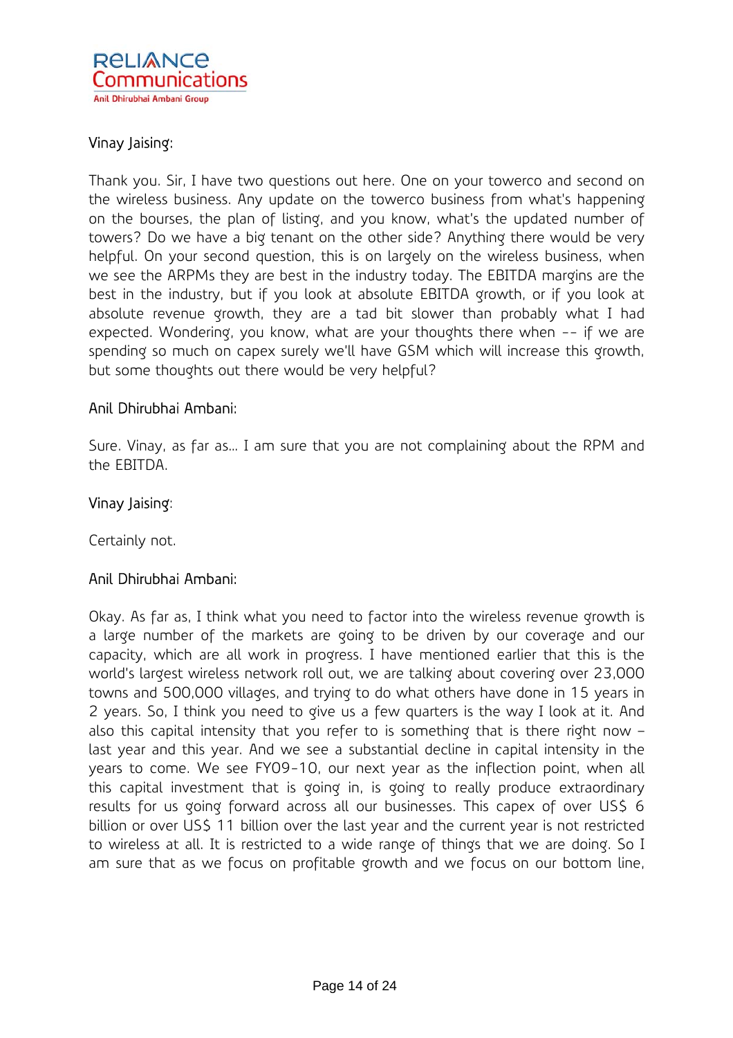Vinay Jaising:

Thank you. Sir, I have two questions out here. One on your towerco and second on the wireless business. Any update on the towerco business from what's happening on the bourses, the plan of listing, and you know, what's the updated number of towers? Do we have a big tenant on the other side? Anything there would be very helpful. On your second question, this is on largely on the wireless business, when we see the ARPMs they are best in the industry today. The EBITDA margins are the best in the industry, but if you look at absolute EBITDA growth, or if you look at absolute revenue growth, they are a tad bit slower than probably what I had expected. Wondering, you know, what are your thoughts there when -- if we are spending so much on capex surely we'll have GSM which will increase this growth, but some thoughts out there would be very helpful?

Anil Dhirubhai Ambani:

Sure. Vinay, as far as… I am sure that you are not complaining about the RPM and the EBITDA.

Vinay Jaising:

Certainly not.

Anil Dhirubhai Ambani:

Okay. As far as, I think what you need to factor into the wireless revenue growth is a large number of the markets are going to be driven by our coverage and our capacity, which are all work in progress. I have mentioned earlier that this is the world's largest wireless network roll out, we are talking about covering over 23,000 towns and 500,000 villages, and trying to do what others have done in 15 years in 2 years. So, I think you need to give us a few quarters is the way I look at it. And also this capital intensity that you refer to is something that is there right now – last year and this year. And we see a substantial decline in capital intensity in the years to come. We see FY09-10, our next year as the inflection point, when all this capital investment that is going in, is going to really produce extraordinary results for us going forward across all our businesses. This capex of over US$ 6 billion or over US$ 11 billion over the last year and the current year is not restricted to wireless at all. It is restricted to a wide range of things that we are doing. So I am sure that as we focus on profitable growth and we focus on our bottom line,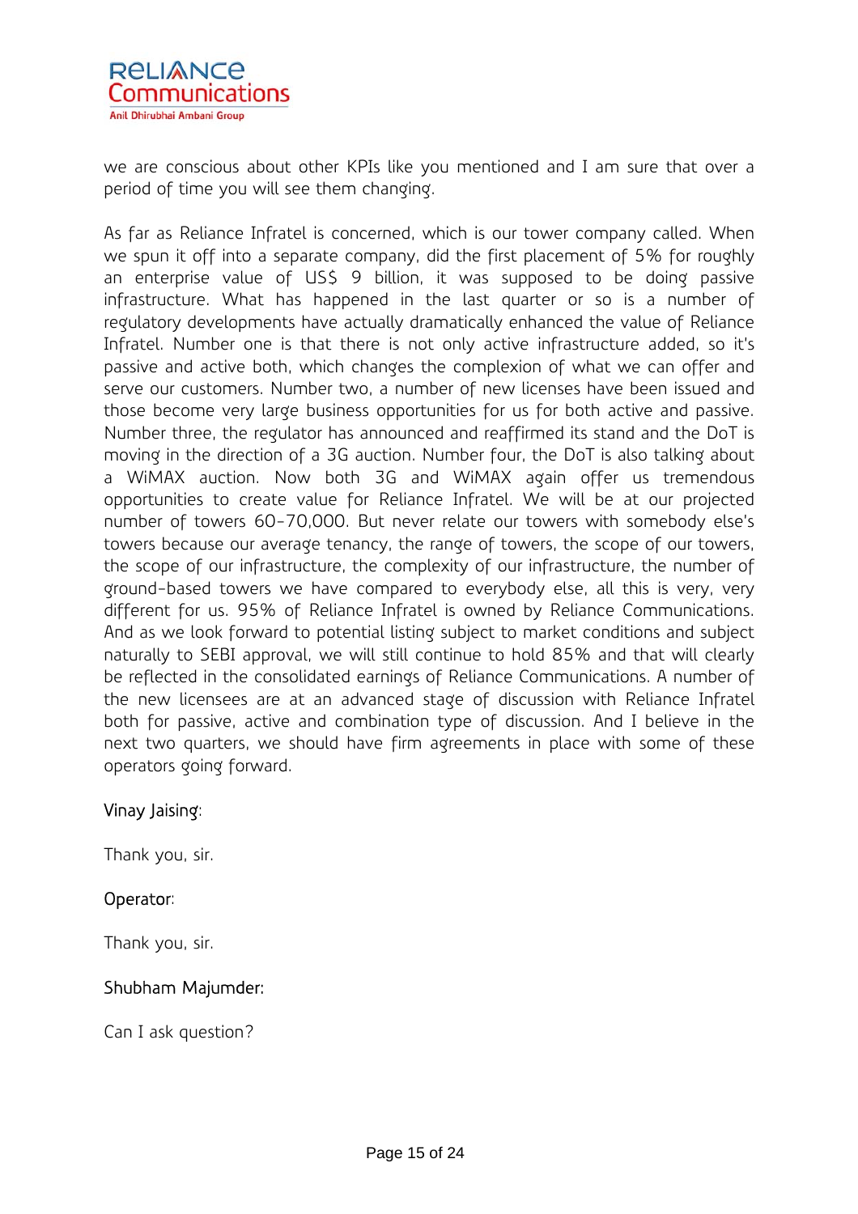we are conscious about other KPIs like you mentioned and I am sure that over a period of time you will see them changing.

As far as Reliance Infratel is concerned, which is our tower company called. When we spun it off into a separate company, did the first placement of 5% for roughly an enterprise value of US$ 9 billion, it was supposed to be doing passive infrastructure. What has happened in the last quarter or so is a number of regulatory developments have actually dramatically enhanced the value of Reliance Infratel. Number one is that there is not only active infrastructure added, so it's passive and active both, which changes the complexion of what we can offer and serve our customers. Number two, a number of new licenses have been issued and those become very large business opportunities for us for both active and passive. Number three, the regulator has announced and reaffirmed its stand and the DoT is moving in the direction of a 3G auction. Number four, the DoT is also talking about a WiMAX auction. Now both 3G and WiMAX again offer us tremendous opportunities to create value for Reliance Infratel. We will be at our projected number of towers 60-70,000. But never relate our towers with somebody else's towers because our average tenancy, the range of towers, the scope of our towers, the scope of our infrastructure, the complexity of our infrastructure, the number of ground-based towers we have compared to everybody else, all this is very, very different for us. 95% of Reliance Infratel is owned by Reliance Communications. And as we look forward to potential listing subject to market conditions and subject naturally to SEBI approval, we will still continue to hold 85% and that will clearly be reflected in the consolidated earnings of Reliance Communications. A number of the new licensees are at an advanced stage of discussion with Reliance Infratel both for passive, active and combination type of discussion. And I believe in the next two quarters, we should have firm agreements in place with some of these operators going forward.

Vinay Jaising:

Thank you, sir.

Operator:

Thank you, sir.

Shubham Majumder:

Can I ask question?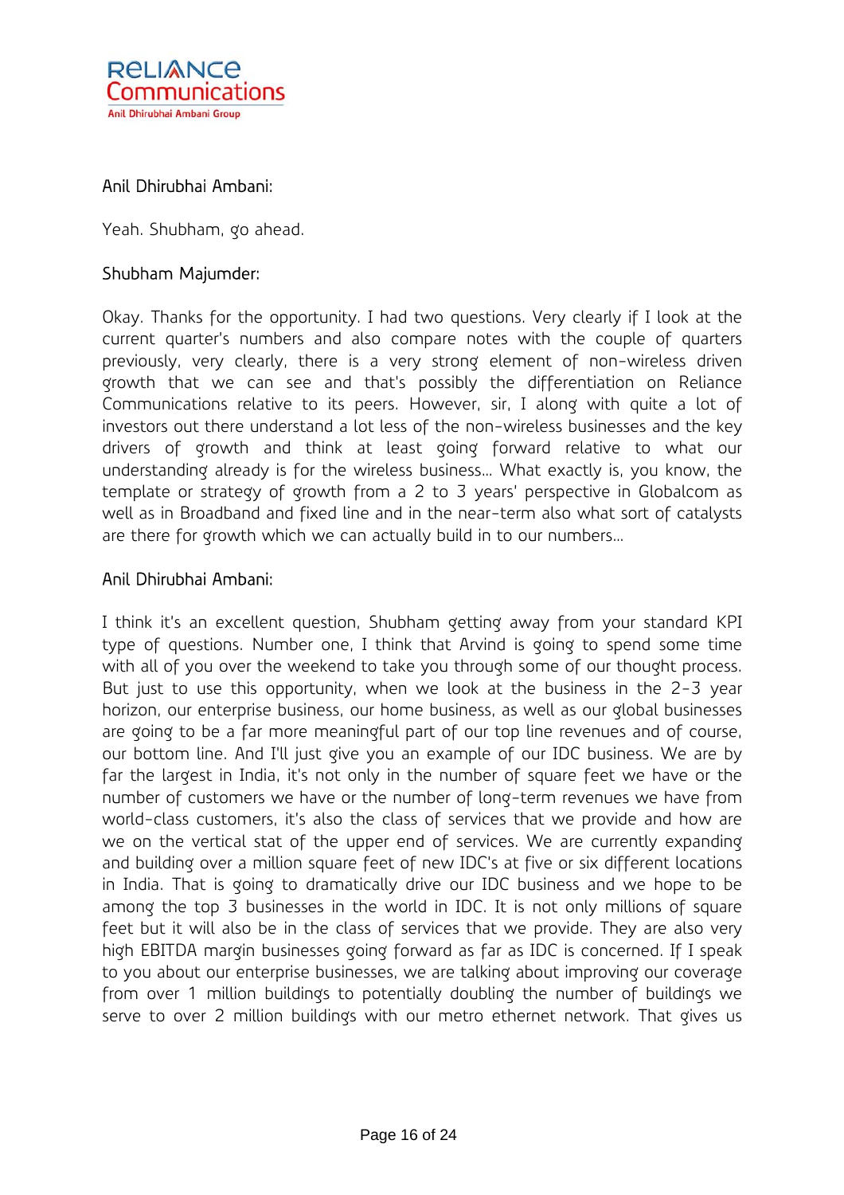Anil Dhirubhai Ambani:

Yeah. Shubham, go ahead.

Shubham Majumder:

Okay. Thanks for the opportunity. I had two questions. Very clearly if I look at the current quarter's numbers and also compare notes with the couple of quarters previously, very clearly, there is a very strong element of non-wireless driven growth that we can see and that's possibly the differentiation on Reliance Communications relative to its peers. However, sir, I along with quite a lot of investors out there understand a lot less of the non-wireless businesses and the key drivers of growth and think at least going forward relative to what our understanding already is for the wireless business... What exactly is, you know, the template or strategy of growth from a 2 to 3 years' perspective in Globalcom as well as in Broadband and fixed line and in the near-term also what sort of catalysts are there for growth which we can actually build in to our numbers...

Anil Dhirubhai Ambani:

I think it's an excellent question, Shubham getting away from your standard KPI type of questions. Number one, I think that Arvind is going to spend some time with all of you over the weekend to take you through some of our thought process. But just to use this opportunity, when we look at the business in the 2-3 year horizon, our enterprise business, our home business, as well as our global businesses are going to be a far more meaningful part of our top line revenues and of course, our bottom line. And I'll just give you an example of our IDC business. We are by far the largest in India, it's not only in the number of square feet we have or the number of customers we have or the number of long-term revenues we have from world-class customers, it's also the class of services that we provide and how are we on the vertical stat of the upper end of services. We are currently expanding and building over a million square feet of new IDC's at five or six different locations in India. That is going to dramatically drive our IDC business and we hope to be among the top 3 businesses in the world in IDC. It is not only millions of square feet but it will also be in the class of services that we provide. They are also very high EBITDA margin businesses going forward as far as IDC is concerned. If I speak to you about our enterprise businesses, we are talking about improving our coverage from over 1 million buildings to potentially doubling the number of buildings we serve to over 2 million buildings with our metro ethernet network. That gives us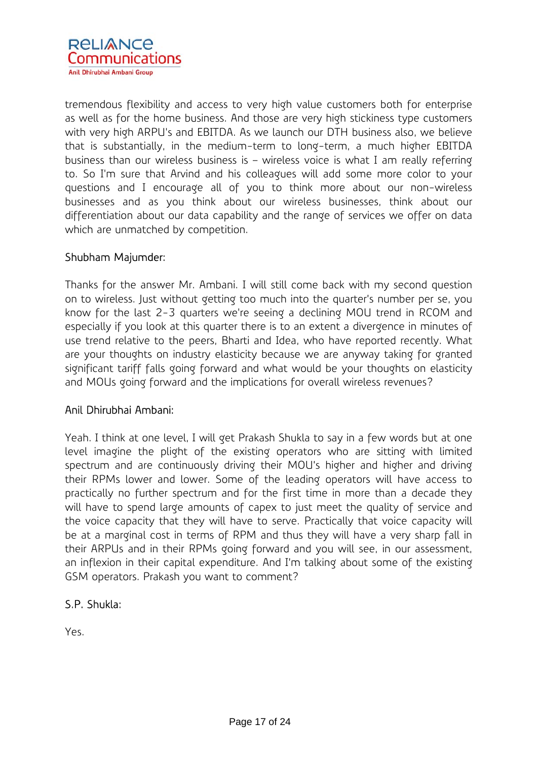tremendous flexibility and access to very high value customers both for enterprise as well as for the home business. And those are very high stickiness type customers with very high ARPU's and EBITDA. As we launch our DTH business also, we believe that is substantially, in the medium-term to long-term, a much higher EBITDA business than our wireless business is – wireless voice is what I am really referring to. So I'm sure that Arvind and his colleagues will add some more color to your questions and I encourage all of you to think more about our non-wireless businesses and as you think about our wireless businesses, think about our differentiation about our data capability and the range of services we offer on data which are unmatched by competition.

Shubham Majumder:

Thanks for the answer Mr. Ambani. I will still come back with my second question on to wireless. Just without getting too much into the quarter's number per se, you know for the last 2-3 quarters we're seeing a declining MOU trend in RCOM and especially if you look at this quarter there is to an extent a divergence in minutes of use trend relative to the peers, Bharti and Idea, who have reported recently. What are your thoughts on industry elasticity because we are anyway taking for granted significant tariff falls going forward and what would be your thoughts on elasticity and MOUs going forward and the implications for overall wireless revenues?

Anil Dhirubhai Ambani:

Yeah. I think at one level, I will get Prakash Shukla to say in a few words but at one level imagine the plight of the existing operators who are sitting with limited spectrum and are continuously driving their MOU's higher and higher and driving their RPMs lower and lower. Some of the leading operators will have access to practically no further spectrum and for the first time in more than a decade they will have to spend large amounts of capex to just meet the quality of service and the voice capacity that they will have to serve. Practically that voice capacity will be at a marginal cost in terms of RPM and thus they will have a very sharp fall in their ARPUs and in their RPMs going forward and you will see, in our assessment, an inflexion in their capital expenditure. And I'm talking about some of the existing GSM operators. Prakash you want to comment?

S.P. Shukla:

Yes.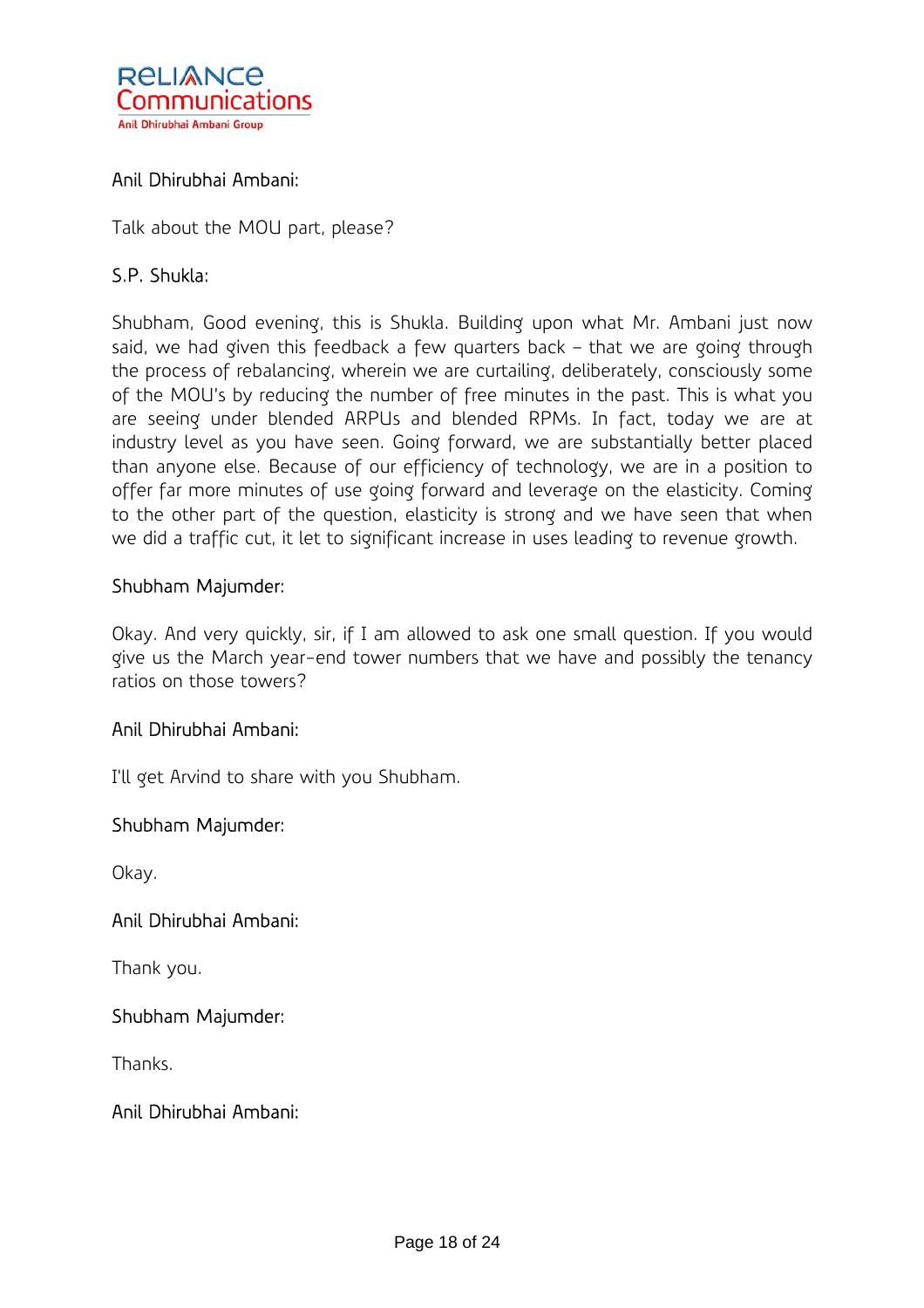**Anil Dhirubhai Ambani:**

Talk about the MOU part, please?

**S.P. Shukla:**

Shubham, Good evening, this is Shukla. Building upon what Mr. Ambani just now said, we had given this feedback a few quarters back – that we are going through the process of rebalancing, wherein we are curtailing, deliberately, consciously some of the MOU's by reducing the number of free minutes in the past. This is what you are seeing under blended ARPUs and blended RPMs. In fact, today we are at industry level as you have seen. Going forward, we are substantially better placed than anyone else. Because of our efficiency of technology, we are in a position to offer far more minutes of use going forward and leverage on the elasticity. Coming to the other part of the question, elasticity is strong and we have seen that when we did a traffic cut, it let to significant increase in uses leading to revenue growth.

**Shubham Majumder:**

Okay. And very quickly, sir, if I am allowed to ask one small question. If you would give us the March year-end tower numbers that we have and possibly the tenancy ratios on those towers?

**Anil Dhirubhai Ambani:**

I'll get Arvind to share with you Shubham.

**Shubham Majumder:**

Okay.

**Anil Dhirubhai Ambani:**

Thank you.

**Shubham Majumder:**

Thanks.

**Anil Dhirubhai Ambani:**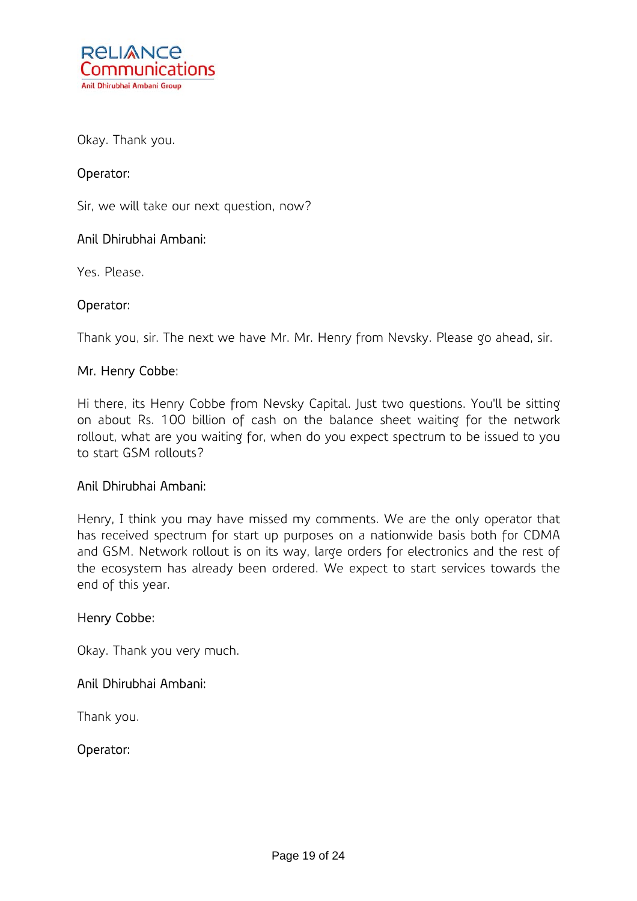Okay. Thank you.

Operator:

Sir, we will take our next question, now?

Anil Dhirubhai Ambani:

Yes. Please.

Operator:

Thank you, sir. The next we have Mr. Mr. Henry from Nevsky. Please go ahead, sir.

Mr. Henry Cobbe:

Hi there, its Henry Cobbe from Nevsky Capital. Just two questions. You'll be sitting on about Rs. 100 billion of cash on the balance sheet waiting for the network rollout, what are you waiting for, when do you expect spectrum to be issued to you to start GSM rollouts?

Anil Dhirubhai Ambani:

Henry, I think you may have missed my comments. We are the only operator that has received spectrum for start up purposes on a nationwide basis both for CDMA and GSM. Network rollout is on its way, large orders for electronics and the rest of the ecosystem has already been ordered. We expect to start services towards the end of this year.

Henry Cobbe:

Okay. Thank you very much.

Anil Dhirubhai Ambani:

Thank you.

Operator: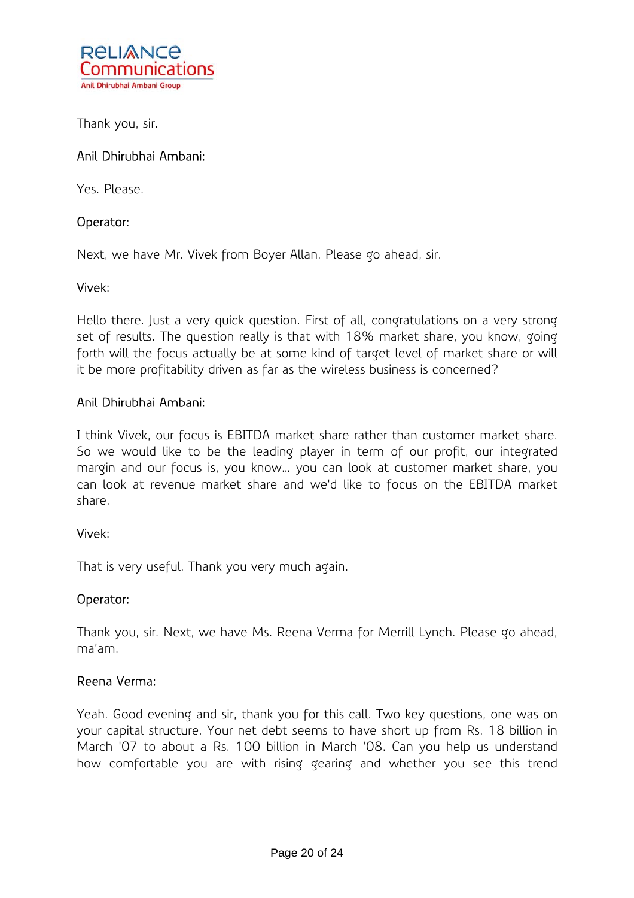Thank you, sir.

Anil Dhirubhai Ambani:

Yes. Please.

Operator:

Next, we have Mr. Vivek from Boyer Allan. Please go ahead, sir.

Vivek:

Hello there. Just a very quick question. First of all, congratulations on a very strong set of results. The question really is that with 18% market share, you know, going forth will the focus actually be at some kind of target level of market share or will it be more profitability driven as far as the wireless business is concerned?

Anil Dhirubhai Ambani:

I think Vivek, our focus is EBITDA market share rather than customer market share. So we would like to be the leading player in term of our profit, our integrated margin and our focus is, you know... you can look at customer market share, you can look at revenue market share and we'd like to focus on the EBITDA market share.

Vivek:

That is very useful. Thank you very much again.

Operator:

Thank you, sir. Next, we have Ms. Reena Verma for Merrill Lynch. Please go ahead, ma'am.

Reena Verma:

Yeah. Good evening and sir, thank you for this call. Two key questions, one was on your capital structure. Your net debt seems to have short up from Rs. 18 billion in March '07 to about a Rs. 100 billion in March '08. Can you help us understand how comfortable you are with rising gearing and whether you see this trend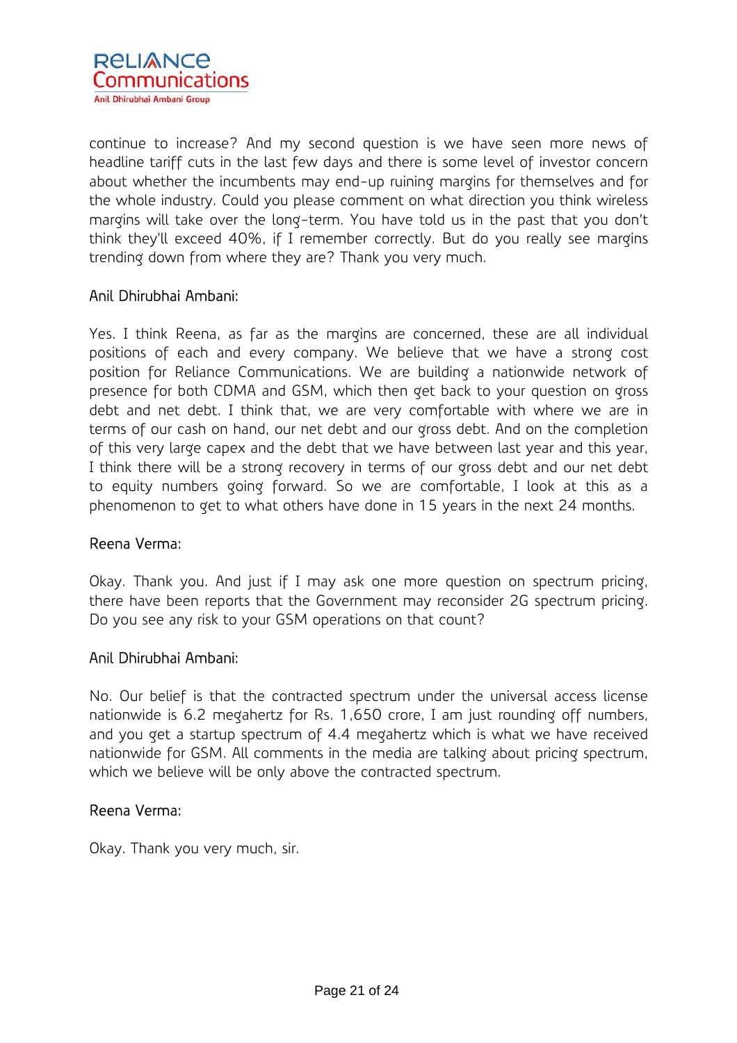continue to increase? And my second question is we have seen more news of headline tariff cuts in the last few days and there is some level of investor concern about whether the incumbents may end-up ruining margins for themselves and for the whole industry. Could you please comment on what direction you think wireless margins will take over the long-term. You have told us in the past that you don't think they'll exceed 40%, if I remember correctly. But do you really see margins trending down from where they are? Thank you very much.

Anil Dhirubhai Ambani:

Yes. I think Reena, as far as the margins are concerned, these are all individual positions of each and every company. We believe that we have a strong cost position for Reliance Communications. We are building a nationwide network of presence for both CDMA and GSM, which then get back to your question on gross debt and net debt. I think that, we are very comfortable with where we are in terms of our cash on hand, our net debt and our gross debt. And on the completion of this very large capex and the debt that we have between last year and this year, I think there will be a strong recovery in terms of our gross debt and our net debt to equity numbers going forward. So we are comfortable, I look at this as a phenomenon to get to what others have done in 15 years in the next 24 months.

Reena Verma:

Okay. Thank you. And just if I may ask one more question on spectrum pricing, there have been reports that the Government may reconsider 2G spectrum pricing. Do you see any risk to your GSM operations on that count?

Anil Dhirubhai Ambani:

No. Our belief is that the contracted spectrum under the universal access license nationwide is 6.2 megahertz for Rs. 1,650 crore, I am just rounding off numbers, and you get a startup spectrum of 4.4 megahertz which is what we have received nationwide for GSM. All comments in the media are talking about pricing spectrum, which we believe will be only above the contracted spectrum.

Reena Verma:

Okay. Thank you very much, sir.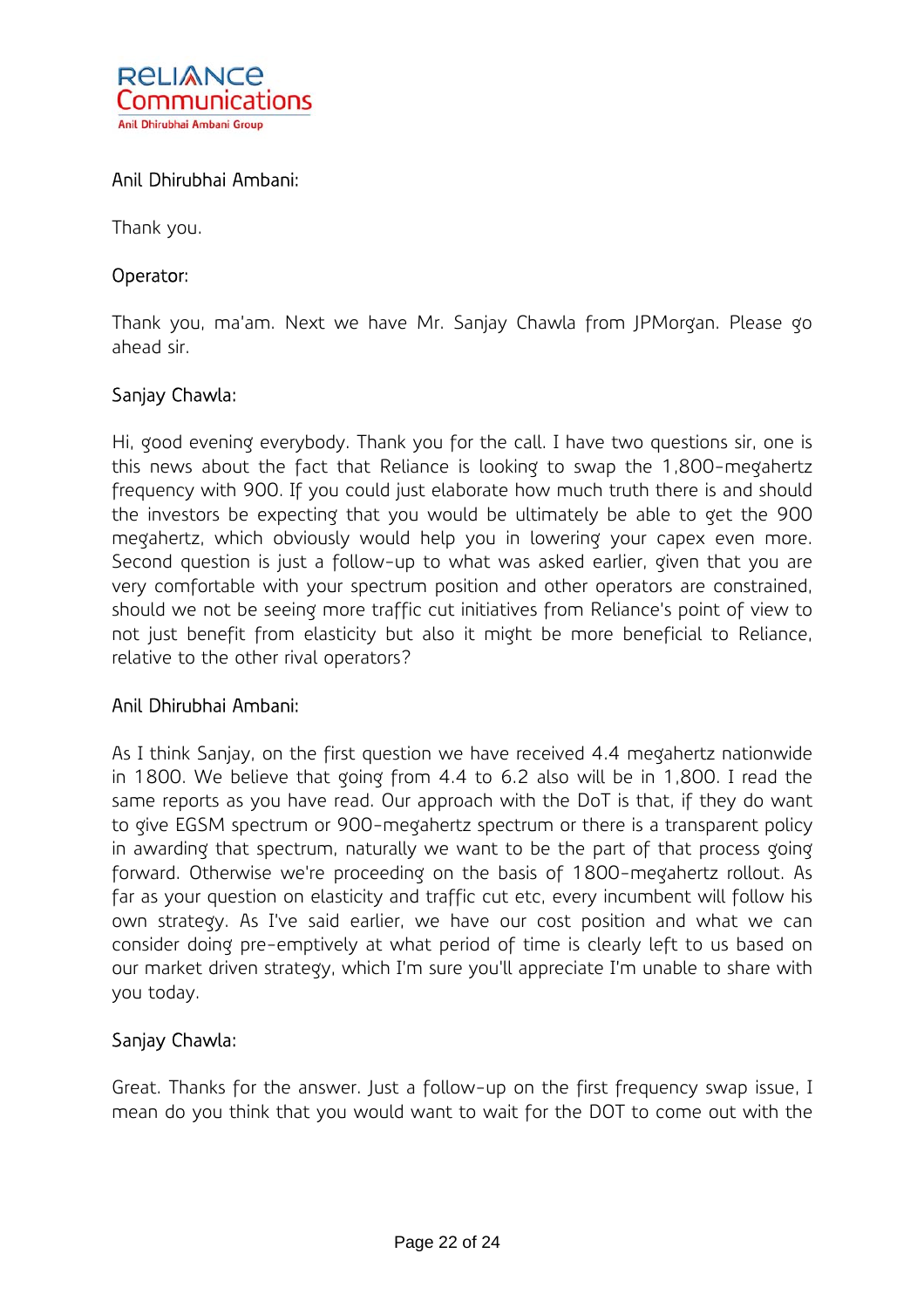Anil Dhirubhai Ambani:

Thank you.

Operator:

Thank you, ma'am. Next we have Mr. Sanjay Chawla from JPMorgan. Please go ahead sir.

Sanjay Chawla:

Hi, good evening everybody. Thank you for the call. I have two questions sir, one is this news about the fact that Reliance is looking to swap the 1,800-megahertz frequency with 900. If you could just elaborate how much truth there is and should the investors be expecting that you would be ultimately be able to get the 900 megahertz, which obviously would help you in lowering your capex even more. Second question is just a follow-up to what was asked earlier, given that you are very comfortable with your spectrum position and other operators are constrained, should we not be seeing more traffic cut initiatives from Reliance's point of view to not just benefit from elasticity but also it might be more beneficial to Reliance, relative to the other rival operators?

Anil Dhirubhai Ambani:

As I think Sanjay, on the first question we have received 4.4 megahertz nationwide in 1800. We believe that going from 4.4 to 6.2 also will be in 1,800. I read the same reports as you have read. Our approach with the DoT is that, if they do want to give EGSM spectrum or 900-megahertz spectrum or there is a transparent policy in awarding that spectrum, naturally we want to be the part of that process going forward. Otherwise we're proceeding on the basis of 1800-megahertz rollout. As far as your question on elasticity and traffic cut etc, every incumbent will follow his own strategy. As I've said earlier, we have our cost position and what we can consider doing pre-emptively at what period of time is clearly left to us based on our market driven strategy, which I'm sure you'll appreciate I'm unable to share with you today.

Sanjay Chawla:

Great. Thanks for the answer. Just a follow-up on the first frequency swap issue, I mean do you think that you would want to wait for the DOT to come out with the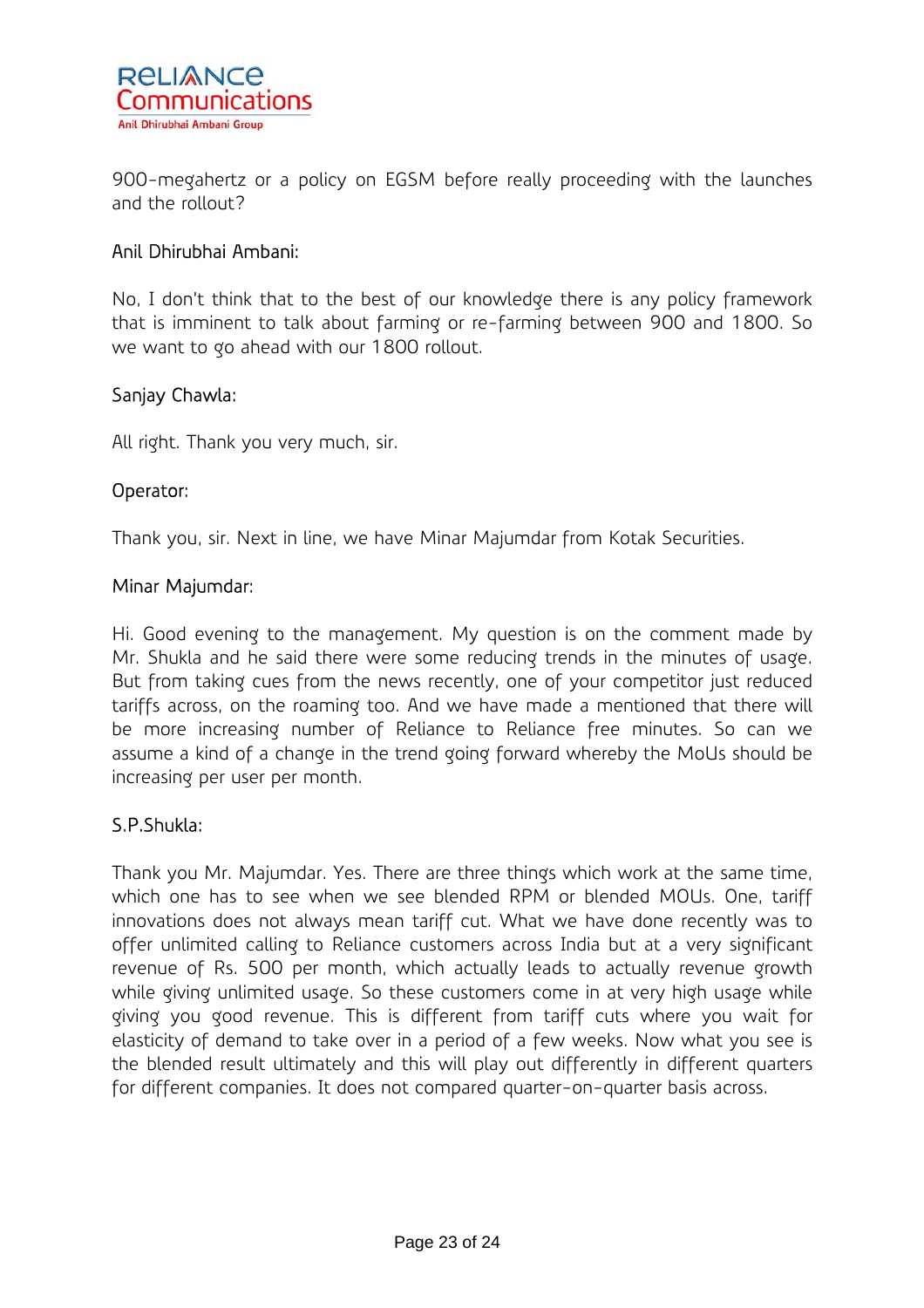900-megahertz or a policy on EGSM before really proceeding with the launches and the rollout?

Anil Dhirubhai Ambani:

No, I don't think that to the best of our knowledge there is any policy framework that is imminent to talk about farming or re-farming between 900 and 1800. So we want to go ahead with our 1800 rollout.

Sanjay Chawla:

All right. Thank you very much, sir.

Operator:

Thank you, sir. Next in line, we have Minar Majumdar from Kotak Securities.

Minar Majumdar:

Hi. Good evening to the management. My question is on the comment made by Mr. Shukla and he said there were some reducing trends in the minutes of usage. But from taking cues from the news recently, one of your competitor just reduced tariffs across, on the roaming too. And we have made a mentioned that there will be more increasing number of Reliance to Reliance free minutes. So can we assume a kind of a change in the trend going forward whereby the MoUs should be increasing per user per month.

S.P.Shukla:

Thank you Mr. Majumdar. Yes. There are three things which work at the same time, which one has to see when we see blended RPM or blended MOUs. One, tariff innovations does not always mean tariff cut. What we have done recently was to offer unlimited calling to Reliance customers across India but at a very significant revenue of Rs. 500 per month, which actually leads to actually revenue growth while giving unlimited usage. So these customers come in at very high usage while giving you good revenue. This is different from tariff cuts where you wait for elasticity of demand to take over in a period of a few weeks. Now what you see is the blended result ultimately and this will play out differently in different quarters for different companies. It does not compared quarter-on-quarter basis across.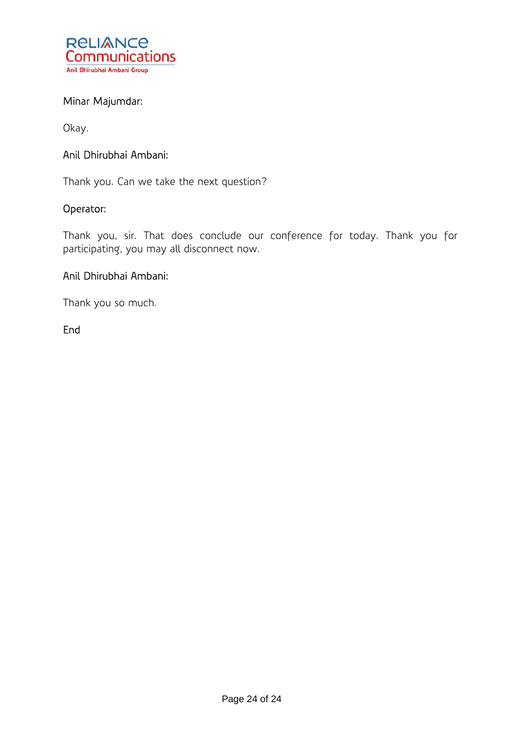Minar Majumdar:

Okay.

Anil Dhirubhai Ambani:

Thank you. Can we take the next question?

Operator:

Thank you, sir. That does conclude our conference for today. Thank you for participating, you may all disconnect now.

Anil Dhirubhai Ambani:

Thank you so much.

End